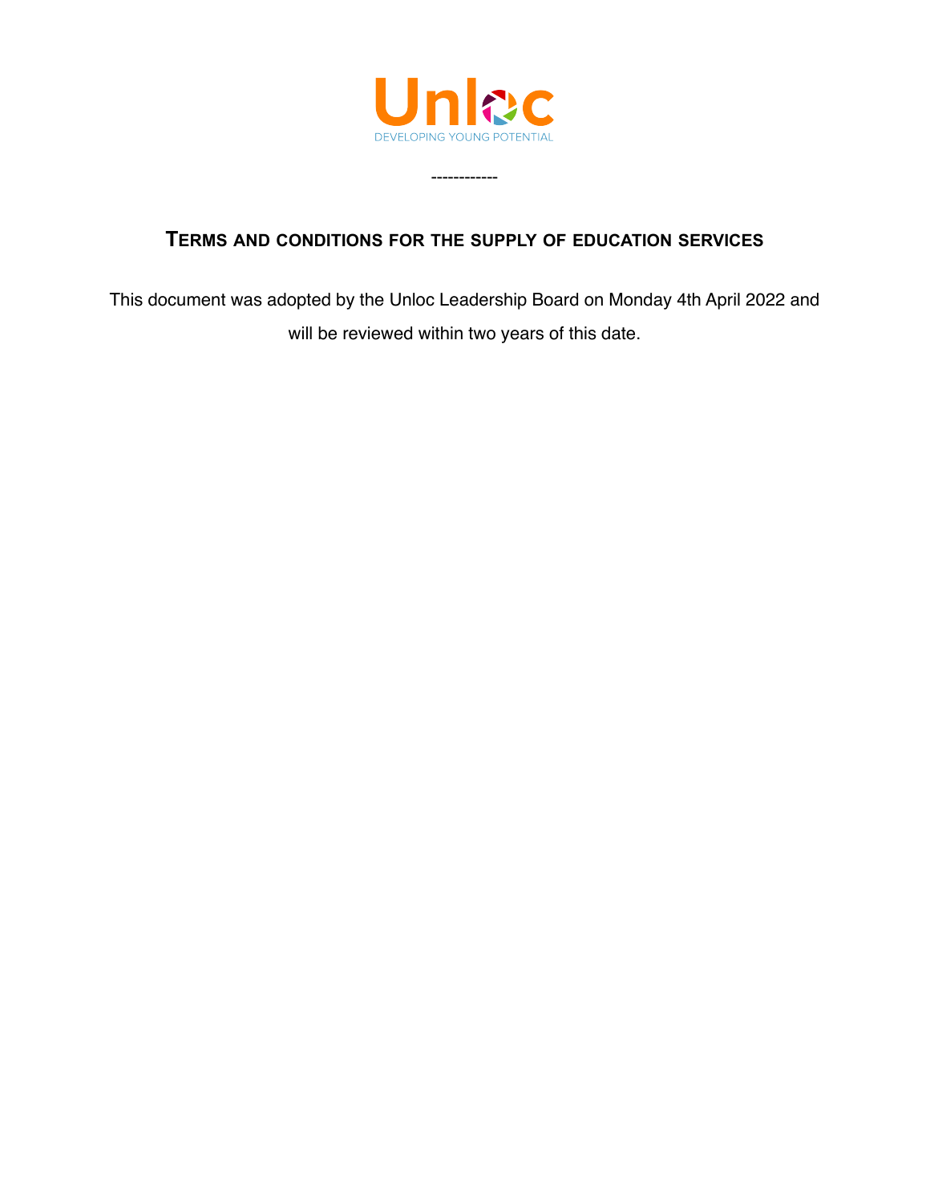Unloc

DEVELOPING YOUNG POTENTIAL

------------

## TERMS AND CONDITIONS FOR THE SUPPLY OF EDUCATION SERVICES

This document was adopted by the Unloc Leadership Board on Monday 4th April 2022 and will be reviewed within two years of this date.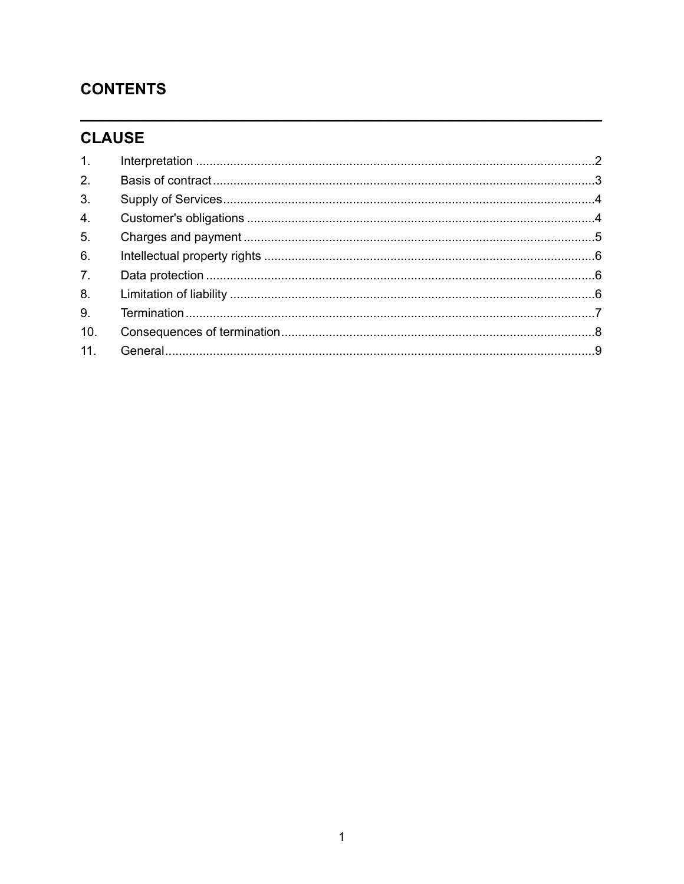## CONTENTS

## CLAUSE

| | | |
|---|---|---|
| 1. | Interpretation | 2 |
| 2. | Basis of contract | 3 |
| 3. | Supply of Services | 4 |
| 4. | Customer's obligations | 4 |
| 5. | Charges and payment | 5 |
| 6. | Intellectual property rights | 6 |
| 7. | Data protection | 6 |
| 8. | Limitation of liability | 6 |
| 9. | Termination | 7 |
| 10. | Consequences of termination | 8 |
| 11. | General | 9 |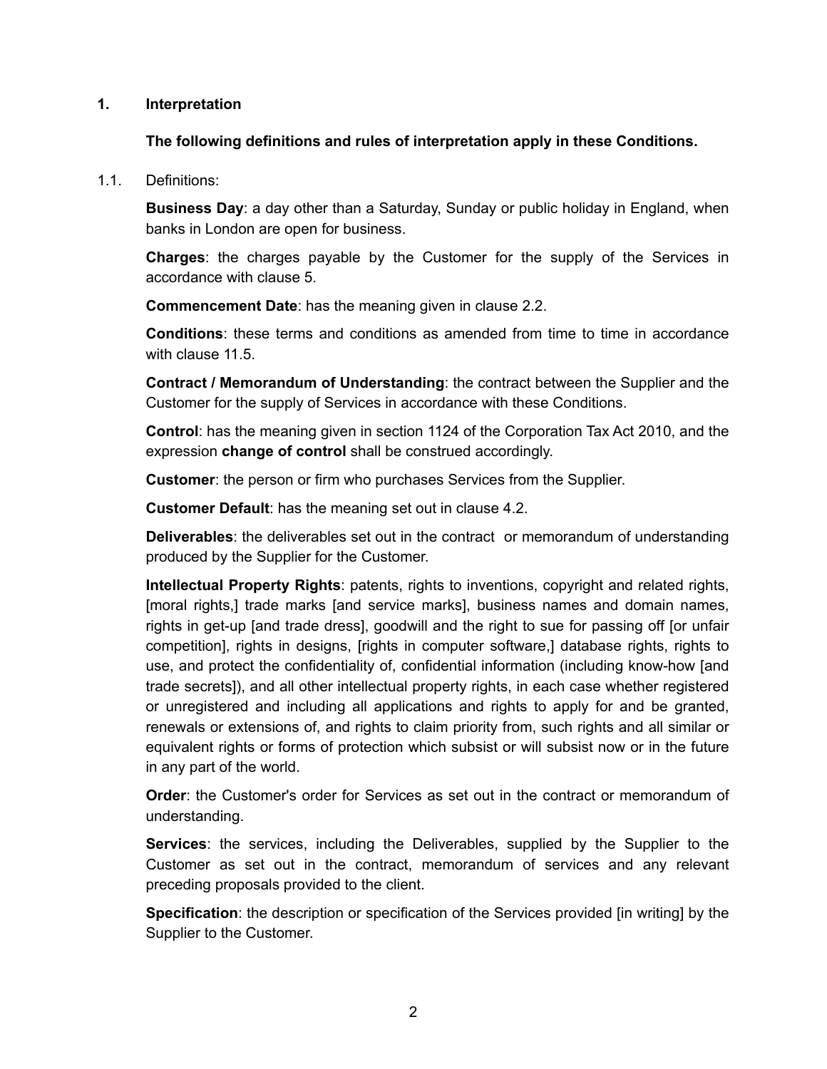## 1. Interpretation

**The following definitions and rules of interpretation apply in these Conditions.**

1.1. Definitions:

**Business Day**: a day other than a Saturday, Sunday or public holiday in England, when banks in London are open for business.

**Charges**: the charges payable by the Customer for the supply of the Services in accordance with clause 5.

**Commencement Date**: has the meaning given in clause 2.2.

**Conditions**: these terms and conditions as amended from time to time in accordance with clause 11.5.

**Contract / Memorandum of Understanding**: the contract between the Supplier and the Customer for the supply of Services in accordance with these Conditions.

**Control**: has the meaning given in section 1124 of the Corporation Tax Act 2010, and the expression **change of control** shall be construed accordingly.

**Customer**: the person or firm who purchases Services from the Supplier.

**Customer Default**: has the meaning set out in clause 4.2.

**Deliverables**: the deliverables set out in the contract or memorandum of understanding produced by the Supplier for the Customer.

**Intellectual Property Rights**: patents, rights to inventions, copyright and related rights, [moral rights,] trade marks [and service marks], business names and domain names, rights in get-up [and trade dress], goodwill and the right to sue for passing off [or unfair competition], rights in designs, [rights in computer software,] database rights, rights to use, and protect the confidentiality of, confidential information (including know-how [and trade secrets]), and all other intellectual property rights, in each case whether registered or unregistered and including all applications and rights to apply for and be granted, renewals or extensions of, and rights to claim priority from, such rights and all similar or equivalent rights or forms of protection which subsist or will subsist now or in the future in any part of the world.

**Order**: the Customer's order for Services as set out in the contract or memorandum of understanding.

**Services**: the services, including the Deliverables, supplied by the Supplier to the Customer as set out in the contract, memorandum of services and any relevant preceding proposals provided to the client.

**Specification**: the description or specification of the Services provided [in writing] by the Supplier to the Customer.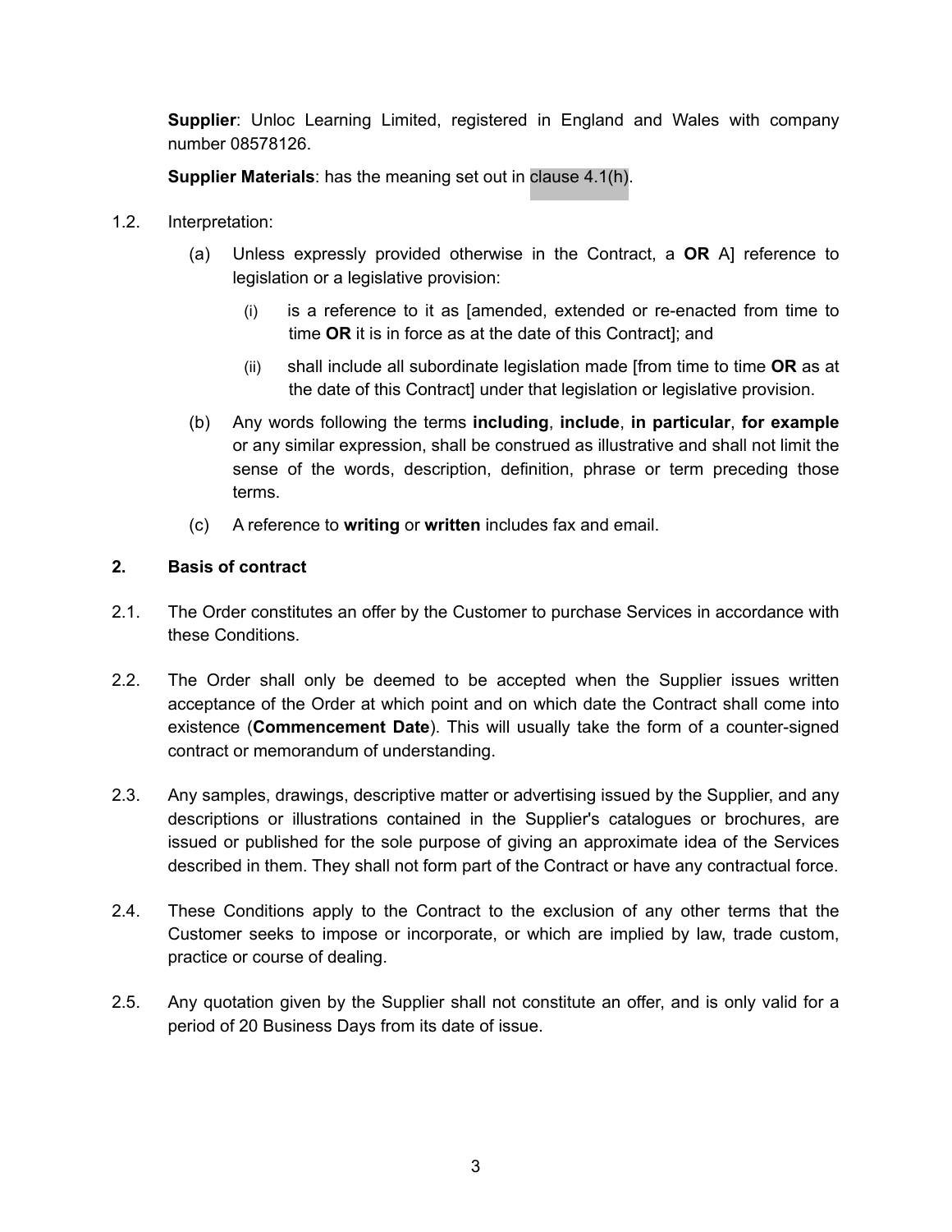**Supplier**: Unloc Learning Limited, registered in England and Wales with company number 08578126.

**Supplier Materials**: has the meaning set out in clause 4.1(h).

1.2. Interpretation:

(a) Unless expressly provided otherwise in the Contract, a **OR** A] reference to legislation or a legislative provision:

(i) is a reference to it as [amended, extended or re-enacted from time to time **OR** it is in force as at the date of this Contract]; and

(ii) shall include all subordinate legislation made [from time to time **OR** as at the date of this Contract] under that legislation or legislative provision.

(b) Any words following the terms **including**, **include**, **in particular**, **for example** or any similar expression, shall be construed as illustrative and shall not limit the sense of the words, description, definition, phrase or term preceding those terms.

(c) A reference to **writing** or **written** includes fax and email.

## 2. Basis of contract

2.1. The Order constitutes an offer by the Customer to purchase Services in accordance with these Conditions.

2.2. The Order shall only be deemed to be accepted when the Supplier issues written acceptance of the Order at which point and on which date the Contract shall come into existence (**Commencement Date**). This will usually take the form of a counter-signed contract or memorandum of understanding.

2.3. Any samples, drawings, descriptive matter or advertising issued by the Supplier, and any descriptions or illustrations contained in the Supplier's catalogues or brochures, are issued or published for the sole purpose of giving an approximate idea of the Services described in them. They shall not form part of the Contract or have any contractual force.

2.4. These Conditions apply to the Contract to the exclusion of any other terms that the Customer seeks to impose or incorporate, or which are implied by law, trade custom, practice or course of dealing.

2.5. Any quotation given by the Supplier shall not constitute an offer, and is only valid for a period of 20 Business Days from its date of issue.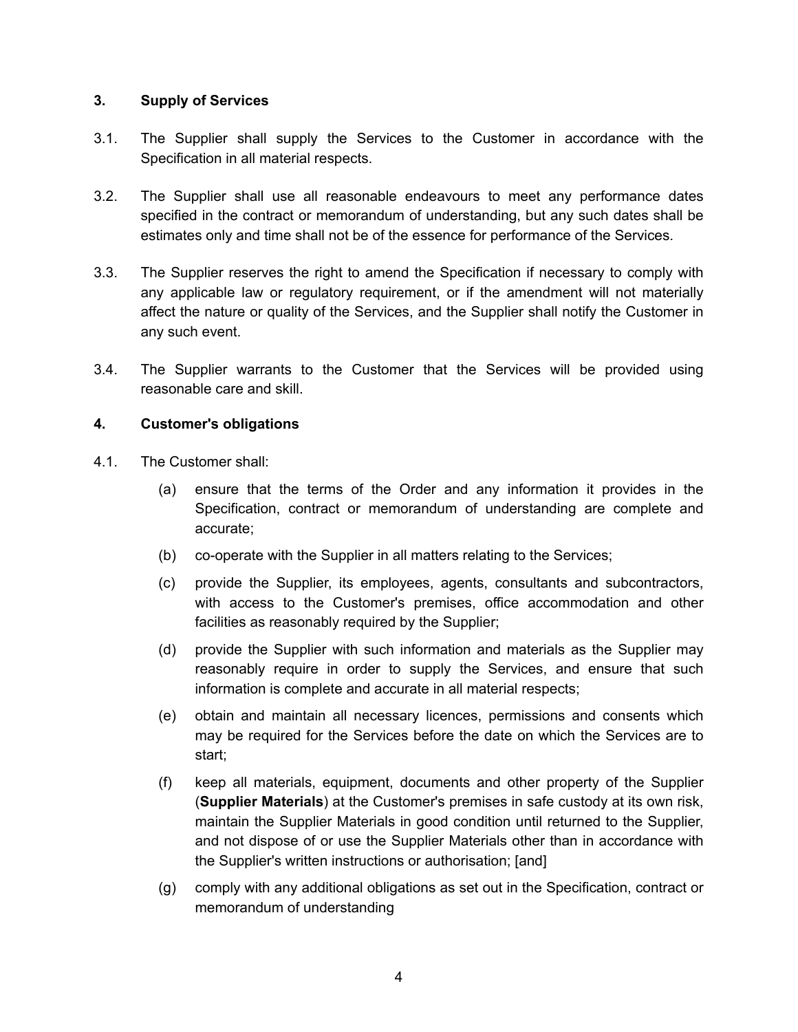## 3. Supply of Services

3.1. The Supplier shall supply the Services to the Customer in accordance with the Specification in all material respects.

3.2. The Supplier shall use all reasonable endeavours to meet any performance dates specified in the contract or memorandum of understanding, but any such dates shall be estimates only and time shall not be of the essence for performance of the Services.

3.3. The Supplier reserves the right to amend the Specification if necessary to comply with any applicable law or regulatory requirement, or if the amendment will not materially affect the nature or quality of the Services, and the Supplier shall notify the Customer in any such event.

3.4. The Supplier warrants to the Customer that the Services will be provided using reasonable care and skill.

## 4. Customer's obligations

4.1. The Customer shall:

(a) ensure that the terms of the Order and any information it provides in the Specification, contract or memorandum of understanding are complete and accurate;

(b) co-operate with the Supplier in all matters relating to the Services;

(c) provide the Supplier, its employees, agents, consultants and subcontractors, with access to the Customer's premises, office accommodation and other facilities as reasonably required by the Supplier;

(d) provide the Supplier with such information and materials as the Supplier may reasonably require in order to supply the Services, and ensure that such information is complete and accurate in all material respects;

(e) obtain and maintain all necessary licences, permissions and consents which may be required for the Services before the date on which the Services are to start;

(f) keep all materials, equipment, documents and other property of the Supplier (**Supplier Materials**) at the Customer's premises in safe custody at its own risk, maintain the Supplier Materials in good condition until returned to the Supplier, and not dispose of or use the Supplier Materials other than in accordance with the Supplier's written instructions or authorisation; [and]

(g) comply with any additional obligations as set out in the Specification, contract or memorandum of understanding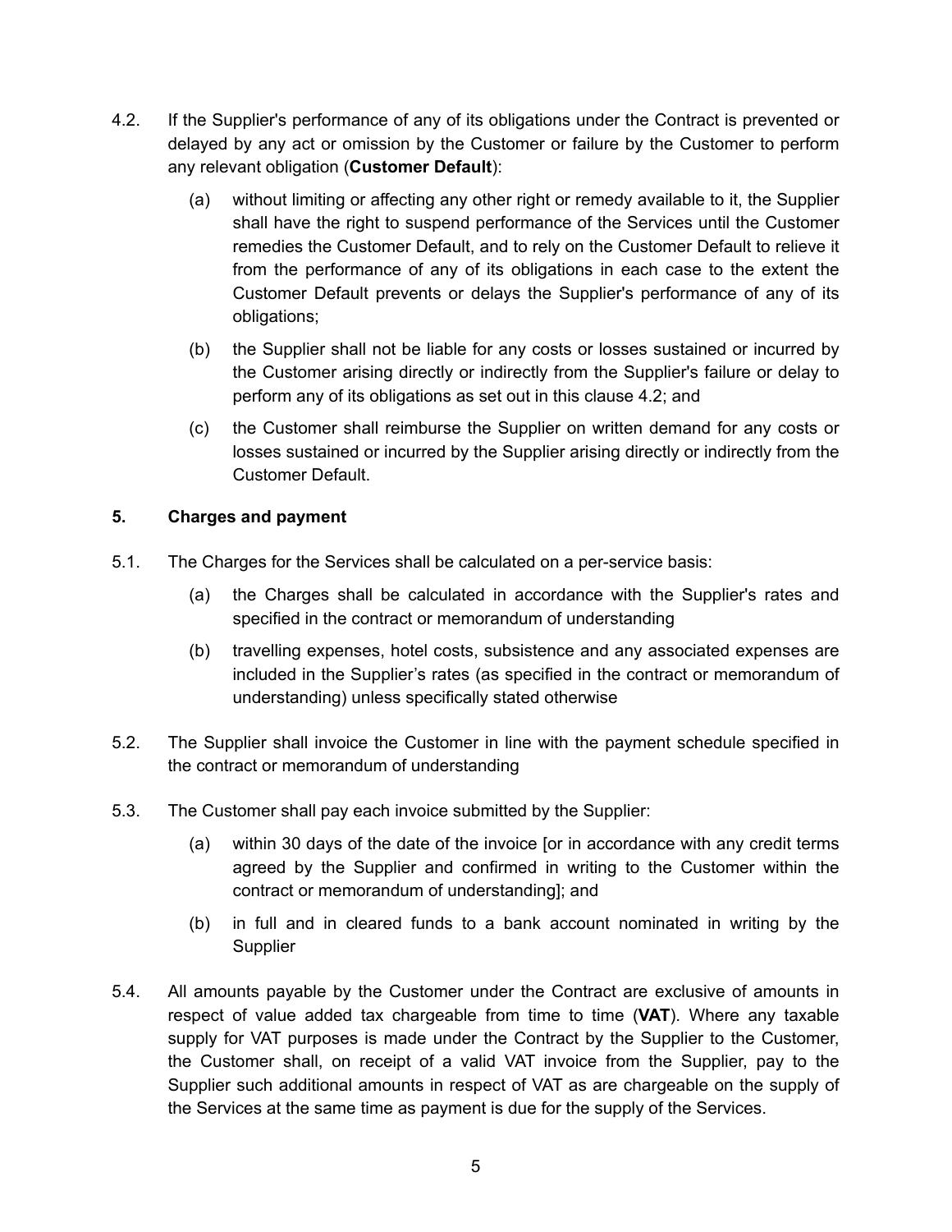4.2. If the Supplier's performance of any of its obligations under the Contract is prevented or delayed by any act or omission by the Customer or failure by the Customer to perform any relevant obligation (**Customer Default**):

(a) without limiting or affecting any other right or remedy available to it, the Supplier shall have the right to suspend performance of the Services until the Customer remedies the Customer Default, and to rely on the Customer Default to relieve it from the performance of any of its obligations in each case to the extent the Customer Default prevents or delays the Supplier's performance of any of its obligations;

(b) the Supplier shall not be liable for any costs or losses sustained or incurred by the Customer arising directly or indirectly from the Supplier's failure or delay to perform any of its obligations as set out in this clause 4.2; and

(c) the Customer shall reimburse the Supplier on written demand for any costs or losses sustained or incurred by the Supplier arising directly or indirectly from the Customer Default.

**5. Charges and payment**

5.1. The Charges for the Services shall be calculated on a per-service basis:

(a) the Charges shall be calculated in accordance with the Supplier's rates and specified in the contract or memorandum of understanding

(b) travelling expenses, hotel costs, subsistence and any associated expenses are included in the Supplier's rates (as specified in the contract or memorandum of understanding) unless specifically stated otherwise

5.2. The Supplier shall invoice the Customer in line with the payment schedule specified in the contract or memorandum of understanding

5.3. The Customer shall pay each invoice submitted by the Supplier:

(a) within 30 days of the date of the invoice [or in accordance with any credit terms agreed by the Supplier and confirmed in writing to the Customer within the contract or memorandum of understanding]; and

(b) in full and in cleared funds to a bank account nominated in writing by the Supplier

5.4. All amounts payable by the Customer under the Contract are exclusive of amounts in respect of value added tax chargeable from time to time (**VAT**). Where any taxable supply for VAT purposes is made under the Contract by the Supplier to the Customer, the Customer shall, on receipt of a valid VAT invoice from the Supplier, pay to the Supplier such additional amounts in respect of VAT as are chargeable on the supply of the Services at the same time as payment is due for the supply of the Services.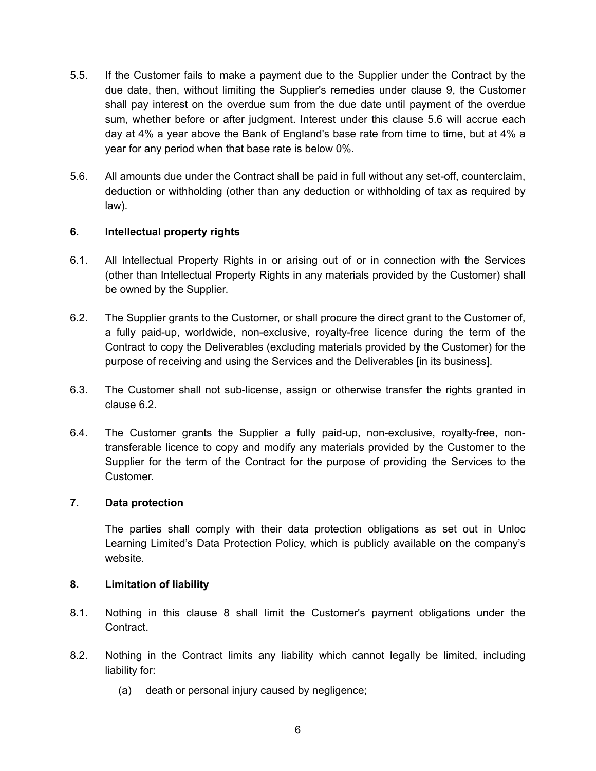5.5. If the Customer fails to make a payment due to the Supplier under the Contract by the due date, then, without limiting the Supplier's remedies under clause 9, the Customer shall pay interest on the overdue sum from the due date until payment of the overdue sum, whether before or after judgment. Interest under this clause 5.6 will accrue each day at 4% a year above the Bank of England's base rate from time to time, but at 4% a year for any period when that base rate is below 0%.

5.6. All amounts due under the Contract shall be paid in full without any set-off, counterclaim, deduction or withholding (other than any deduction or withholding of tax as required by law).

### 6. Intellectual property rights

6.1. All Intellectual Property Rights in or arising out of or in connection with the Services (other than Intellectual Property Rights in any materials provided by the Customer) shall be owned by the Supplier.

6.2. The Supplier grants to the Customer, or shall procure the direct grant to the Customer of, a fully paid-up, worldwide, non-exclusive, royalty-free licence during the term of the Contract to copy the Deliverables (excluding materials provided by the Customer) for the purpose of receiving and using the Services and the Deliverables [in its business].

6.3. The Customer shall not sub-license, assign or otherwise transfer the rights granted in clause 6.2.

6.4. The Customer grants the Supplier a fully paid-up, non-exclusive, royalty-free, non-transferable licence to copy and modify any materials provided by the Customer to the Supplier for the term of the Contract for the purpose of providing the Services to the Customer.

### 7. Data protection

The parties shall comply with their data protection obligations as set out in Unloc Learning Limited's Data Protection Policy, which is publicly available on the company's website.

### 8. Limitation of liability

8.1. Nothing in this clause 8 shall limit the Customer's payment obligations under the Contract.

8.2. Nothing in the Contract limits any liability which cannot legally be limited, including liability for:

(a) death or personal injury caused by negligence;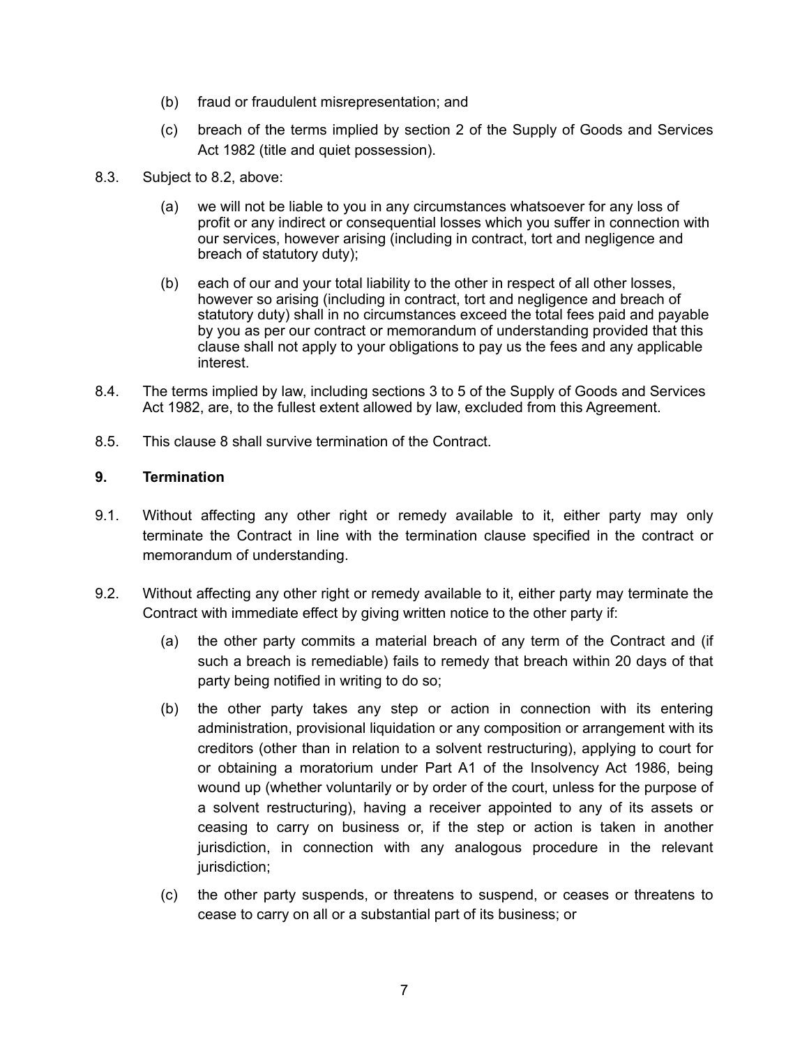(b) fraud or fraudulent misrepresentation; and

(c) breach of the terms implied by section 2 of the Supply of Goods and Services Act 1982 (title and quiet possession).

8.3. Subject to 8.2, above:

(a) we will not be liable to you in any circumstances whatsoever for any loss of profit or any indirect or consequential losses which you suffer in connection with our services, however arising (including in contract, tort and negligence and breach of statutory duty);

(b) each of our and your total liability to the other in respect of all other losses, however so arising (including in contract, tort and negligence and breach of statutory duty) shall in no circumstances exceed the total fees paid and payable by you as per our contract or memorandum of understanding provided that this clause shall not apply to your obligations to pay us the fees and any applicable interest.

8.4. The terms implied by law, including sections 3 to 5 of the Supply of Goods and Services Act 1982, are, to the fullest extent allowed by law, excluded from this Agreement.

8.5. This clause 8 shall survive termination of the Contract.

## 9. Termination

9.1. Without affecting any other right or remedy available to it, either party may only terminate the Contract in line with the termination clause specified in the contract or memorandum of understanding.

9.2. Without affecting any other right or remedy available to it, either party may terminate the Contract with immediate effect by giving written notice to the other party if:

(a) the other party commits a material breach of any term of the Contract and (if such a breach is remediable) fails to remedy that breach within 20 days of that party being notified in writing to do so;

(b) the other party takes any step or action in connection with its entering administration, provisional liquidation or any composition or arrangement with its creditors (other than in relation to a solvent restructuring), applying to court for or obtaining a moratorium under Part A1 of the Insolvency Act 1986, being wound up (whether voluntarily or by order of the court, unless for the purpose of a solvent restructuring), having a receiver appointed to any of its assets or ceasing to carry on business or, if the step or action is taken in another jurisdiction, in connection with any analogous procedure in the relevant jurisdiction;

(c) the other party suspends, or threatens to suspend, or ceases or threatens to cease to carry on all or a substantial part of its business; or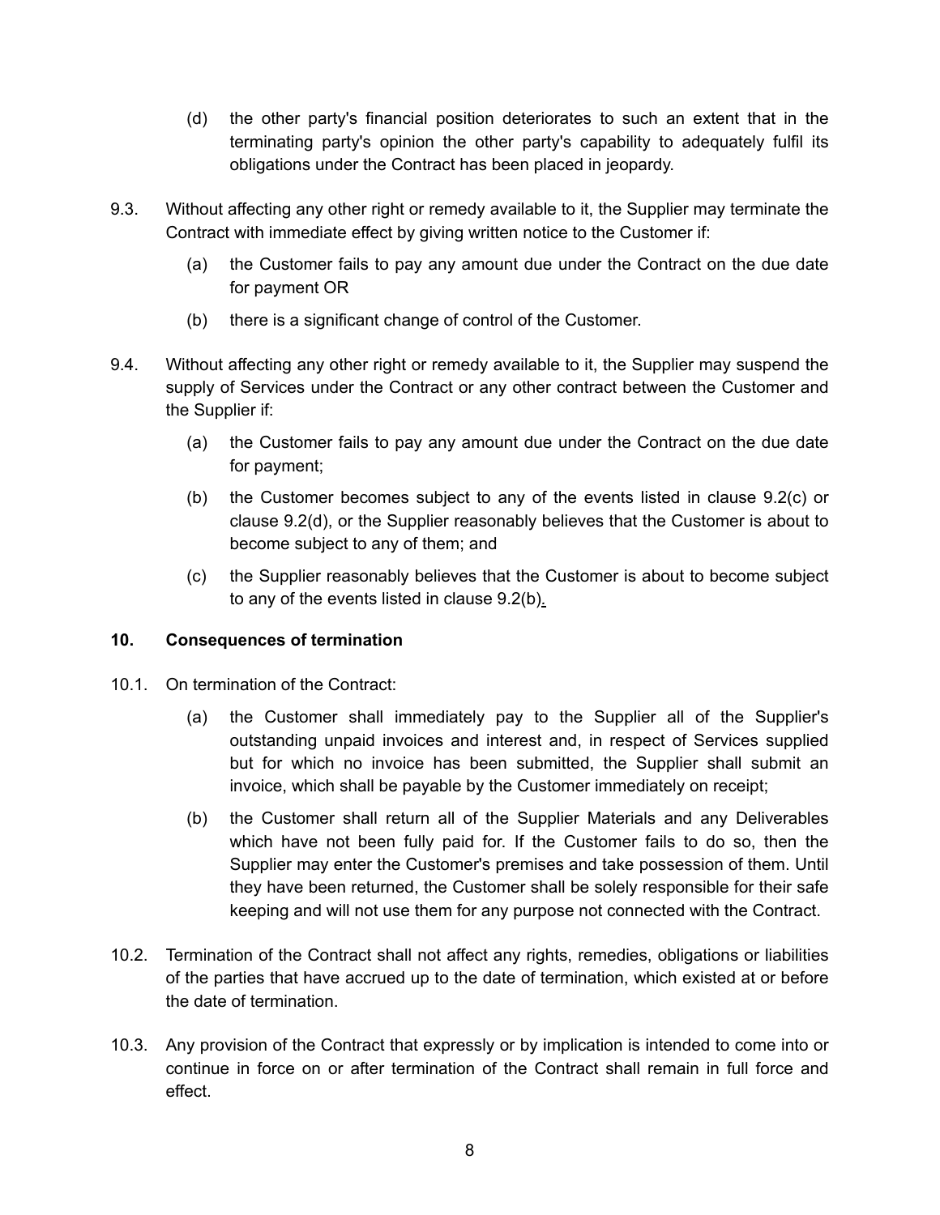(d) the other party's financial position deteriorates to such an extent that in the terminating party's opinion the other party's capability to adequately fulfil its obligations under the Contract has been placed in jeopardy.

9.3. Without affecting any other right or remedy available to it, the Supplier may terminate the Contract with immediate effect by giving written notice to the Customer if:

(a) the Customer fails to pay any amount due under the Contract on the due date for payment OR

(b) there is a significant change of control of the Customer.

9.4. Without affecting any other right or remedy available to it, the Supplier may suspend the supply of Services under the Contract or any other contract between the Customer and the Supplier if:

(a) the Customer fails to pay any amount due under the Contract on the due date for payment;

(b) the Customer becomes subject to any of the events listed in clause 9.2(c) or clause 9.2(d), or the Supplier reasonably believes that the Customer is about to become subject to any of them; and

(c) the Supplier reasonably believes that the Customer is about to become subject to any of the events listed in clause 9.2(b).

## 10. Consequences of termination

10.1. On termination of the Contract:

(a) the Customer shall immediately pay to the Supplier all of the Supplier's outstanding unpaid invoices and interest and, in respect of Services supplied but for which no invoice has been submitted, the Supplier shall submit an invoice, which shall be payable by the Customer immediately on receipt;

(b) the Customer shall return all of the Supplier Materials and any Deliverables which have not been fully paid for. If the Customer fails to do so, then the Supplier may enter the Customer's premises and take possession of them. Until they have been returned, the Customer shall be solely responsible for their safe keeping and will not use them for any purpose not connected with the Contract.

10.2. Termination of the Contract shall not affect any rights, remedies, obligations or liabilities of the parties that have accrued up to the date of termination, which existed at or before the date of termination.

10.3. Any provision of the Contract that expressly or by implication is intended to come into or continue in force on or after termination of the Contract shall remain in full force and effect.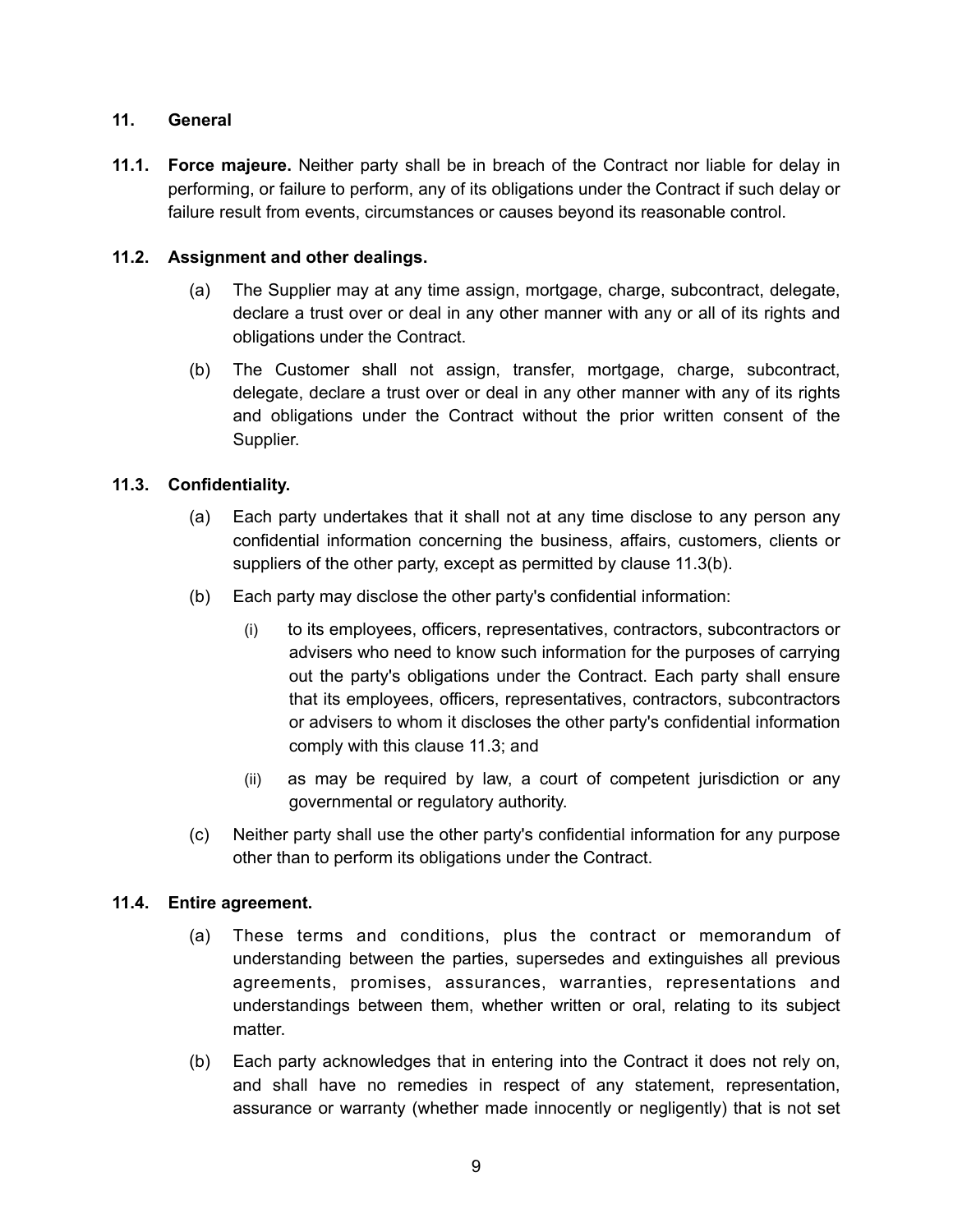## 11. General

**11.1. Force majeure.** Neither party shall be in breach of the Contract nor liable for delay in performing, or failure to perform, any of its obligations under the Contract if such delay or failure result from events, circumstances or causes beyond its reasonable control.

**11.2. Assignment and other dealings.**

(a) The Supplier may at any time assign, mortgage, charge, subcontract, delegate, declare a trust over or deal in any other manner with any or all of its rights and obligations under the Contract.

(b) The Customer shall not assign, transfer, mortgage, charge, subcontract, delegate, declare a trust over or deal in any other manner with any of its rights and obligations under the Contract without the prior written consent of the Supplier.

**11.3. Confidentiality.**

(a) Each party undertakes that it shall not at any time disclose to any person any confidential information concerning the business, affairs, customers, clients or suppliers of the other party, except as permitted by clause 11.3(b).

(b) Each party may disclose the other party's confidential information:

(i) to its employees, officers, representatives, contractors, subcontractors or advisers who need to know such information for the purposes of carrying out the party's obligations under the Contract. Each party shall ensure that its employees, officers, representatives, contractors, subcontractors or advisers to whom it discloses the other party's confidential information comply with this clause 11.3; and

(ii) as may be required by law, a court of competent jurisdiction or any governmental or regulatory authority.

(c) Neither party shall use the other party's confidential information for any purpose other than to perform its obligations under the Contract.

**11.4. Entire agreement.**

(a) These terms and conditions, plus the contract or memorandum of understanding between the parties, supersedes and extinguishes all previous agreements, promises, assurances, warranties, representations and understandings between them, whether written or oral, relating to its subject matter.

(b) Each party acknowledges that in entering into the Contract it does not rely on, and shall have no remedies in respect of any statement, representation, assurance or warranty (whether made innocently or negligently) that is not set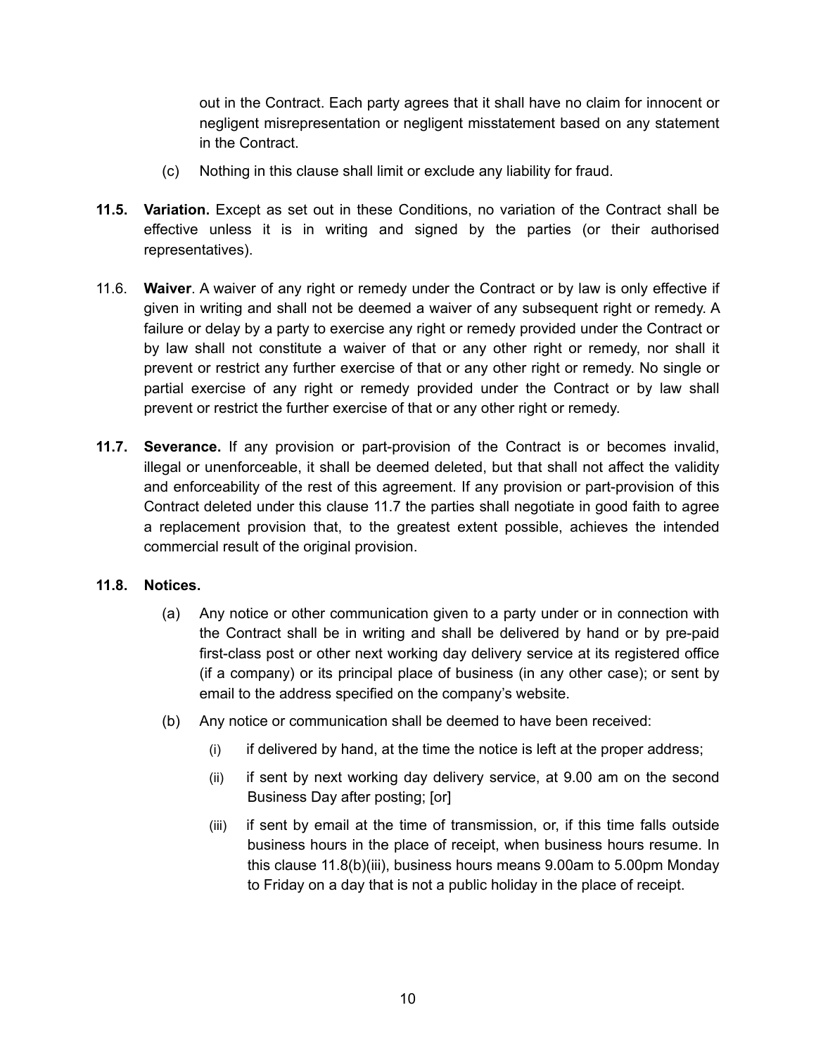out in the Contract. Each party agrees that it shall have no claim for innocent or negligent misrepresentation or negligent misstatement based on any statement in the Contract.

(c) Nothing in this clause shall limit or exclude any liability for fraud.

**11.5. Variation.** Except as set out in these Conditions, no variation of the Contract shall be effective unless it is in writing and signed by the parties (or their authorised representatives).

11.6. **Waiver**. A waiver of any right or remedy under the Contract or by law is only effective if given in writing and shall not be deemed a waiver of any subsequent right or remedy. A failure or delay by a party to exercise any right or remedy provided under the Contract or by law shall not constitute a waiver of that or any other right or remedy, nor shall it prevent or restrict any further exercise of that or any other right or remedy. No single or partial exercise of any right or remedy provided under the Contract or by law shall prevent or restrict the further exercise of that or any other right or remedy.

**11.7. Severance.** If any provision or part-provision of the Contract is or becomes invalid, illegal or unenforceable, it shall be deemed deleted, but that shall not affect the validity and enforceability of the rest of this agreement. If any provision or part-provision of this Contract deleted under this clause 11.7 the parties shall negotiate in good faith to agree a replacement provision that, to the greatest extent possible, achieves the intended commercial result of the original provision.

**11.8. Notices.**

(a) Any notice or other communication given to a party under or in connection with the Contract shall be in writing and shall be delivered by hand or by pre-paid first-class post or other next working day delivery service at its registered office (if a company) or its principal place of business (in any other case); or sent by email to the address specified on the company's website.

(b) Any notice or communication shall be deemed to have been received:

(i) if delivered by hand, at the time the notice is left at the proper address;

(ii) if sent by next working day delivery service, at 9.00 am on the second Business Day after posting; [or]

(iii) if sent by email at the time of transmission, or, if this time falls outside business hours in the place of receipt, when business hours resume. In this clause 11.8(b)(iii), business hours means 9.00am to 5.00pm Monday to Friday on a day that is not a public holiday in the place of receipt.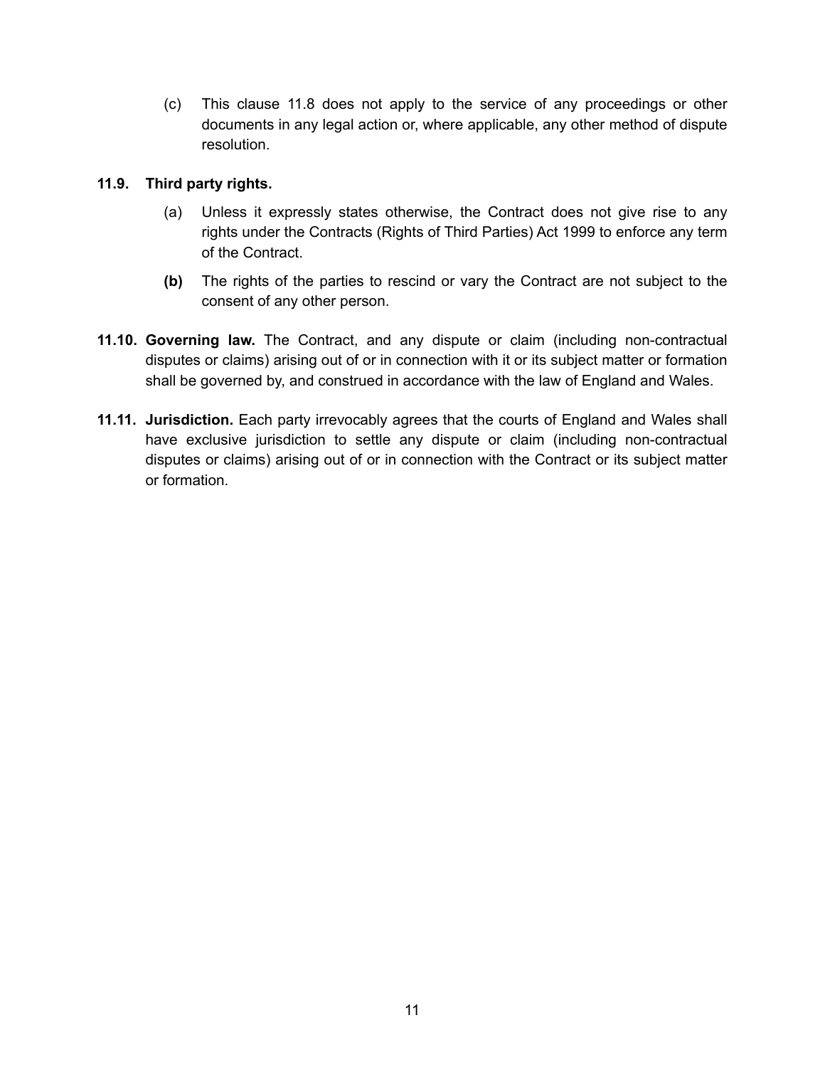(c) This clause 11.8 does not apply to the service of any proceedings or other documents in any legal action or, where applicable, any other method of dispute resolution.

**11.9. Third party rights.**

(a) Unless it expressly states otherwise, the Contract does not give rise to any rights under the Contracts (Rights of Third Parties) Act 1999 to enforce any term of the Contract.

**(b)** The rights of the parties to rescind or vary the Contract are not subject to the consent of any other person.

**11.10. Governing law.** The Contract, and any dispute or claim (including non-contractual disputes or claims) arising out of or in connection with it or its subject matter or formation shall be governed by, and construed in accordance with the law of England and Wales.

**11.11. Jurisdiction.** Each party irrevocably agrees that the courts of England and Wales shall have exclusive jurisdiction to settle any dispute or claim (including non-contractual disputes or claims) arising out of or in connection with the Contract or its subject matter or formation.